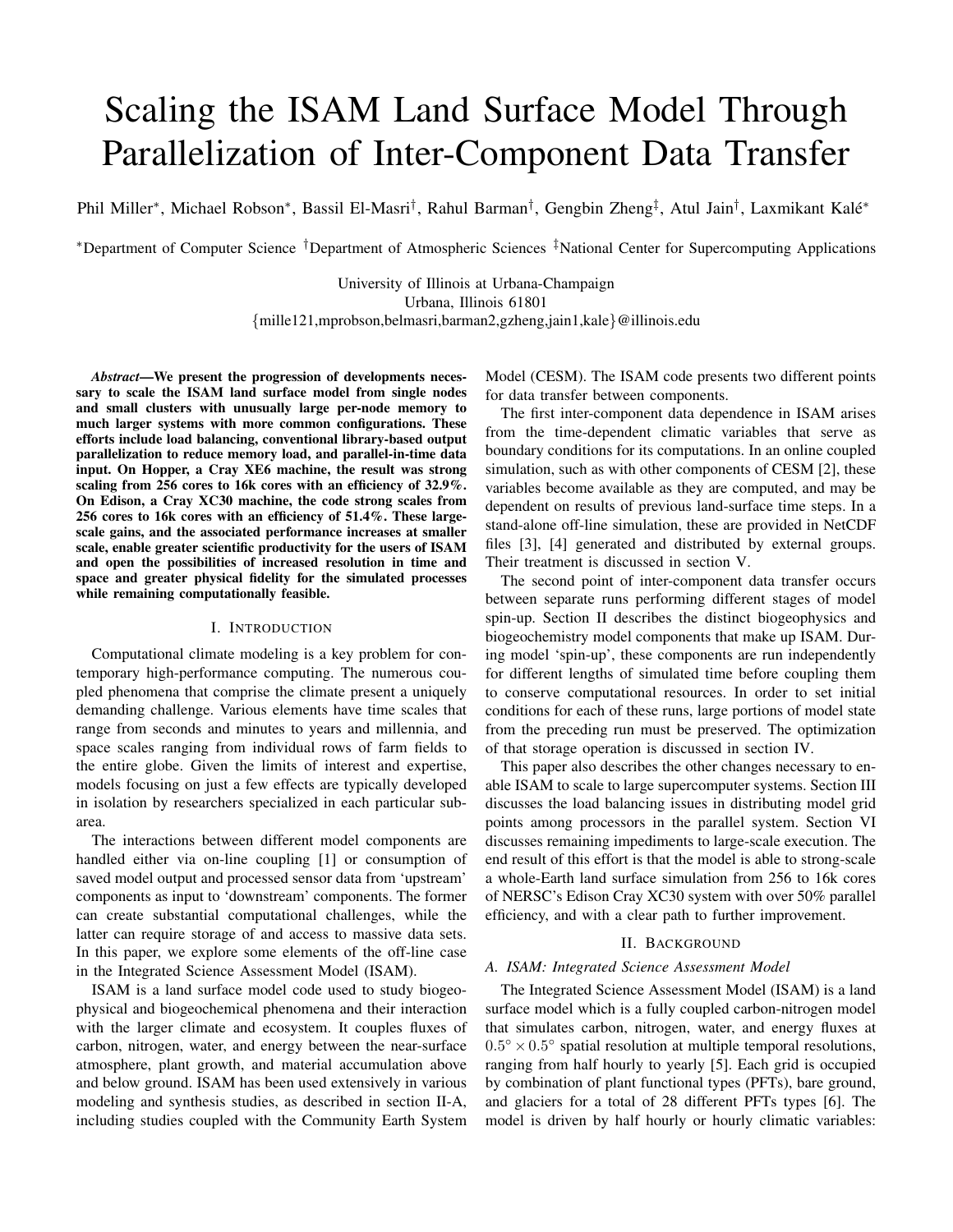# Scaling the ISAM Land Surface Model Through Parallelization of Inter-Component Data Transfer

Phil Miller*, Michael Robson*, Bassil El-Masri†, Rahul Barman†, Gengbin Zheng‡, Atul Jain†, Laxmikant Kalé*

*Department of Computer Science †Department of Atmospheric Sciences ‡National Center for Supercomputing Applications

University of Illinois at Urbana-Champaign
Urbana, Illinois 61801
{mille121,mprobson,belmasri,barman2,gzheng,jain1,kale}@illinois.edu

***Abstract*—We present the progression of developments necessary to scale the ISAM land surface model from single nodes and small clusters with unusually large per-node memory to much larger systems with more common configurations. These efforts include load balancing, conventional library-based output parallelization to reduce memory load, and parallel-in-time data input. On Hopper, a Cray XE6 machine, the result was strong scaling from 256 cores to 16k cores with an efficiency of 32.9%. On Edison, a Cray XC30 machine, the code strong scales from 256 cores to 16k cores with an efficiency of 51.4%. These large-scale gains, and the associated performance increases at smaller scale, enable greater scientific productivity for the users of ISAM and open the possibilities of increased resolution in time and space and greater physical fidelity for the simulated processes while remaining computationally feasible.**

## I. Introduction

Computational climate modeling is a key problem for contemporary high-performance computing. The numerous coupled phenomena that comprise the climate present a uniquely demanding challenge. Various elements have time scales that range from seconds and minutes to years and millennia, and space scales ranging from individual rows of farm fields to the entire globe. Given the limits of interest and expertise, models focusing on just a few effects are typically developed in isolation by researchers specialized in each particular subarea.

The interactions between different model components are handled either via on-line coupling [1] or consumption of saved model output and processed sensor data from 'upstream' components as input to 'downstream' components. The former can create substantial computational challenges, while the latter can require storage of and access to massive data sets. In this paper, we explore some elements of the off-line case in the Integrated Science Assessment Model (ISAM).

ISAM is a land surface model code used to study biogeophysical and biogeochemical phenomena and their interaction with the larger climate and ecosystem. It couples fluxes of carbon, nitrogen, water, and energy between the near-surface atmosphere, plant growth, and material accumulation above and below ground. ISAM has been used extensively in various modeling and synthesis studies, as described in section II-A, including studies coupled with the Community Earth System Model (CESM). The ISAM code presents two different points for data transfer between components.

The first inter-component data dependence in ISAM arises from the time-dependent climatic variables that serve as boundary conditions for its computations. In an online coupled simulation, such as with other components of CESM [2], these variables become available as they are computed, and may be dependent on results of previous land-surface time steps. In a stand-alone off-line simulation, these are provided in NetCDF files [3], [4] generated and distributed by external groups. Their treatment is discussed in section V.

The second point of inter-component data transfer occurs between separate runs performing different stages of model spin-up. Section II describes the distinct biogeophysics and biogeochemistry model components that make up ISAM. During model 'spin-up', these components are run independently for different lengths of simulated time before coupling them to conserve computational resources. In order to set initial conditions for each of these runs, large portions of model state from the preceding run must be preserved. The optimization of that storage operation is discussed in section IV.

This paper also describes the other changes necessary to enable ISAM to scale to large supercomputer systems. Section III discusses the load balancing issues in distributing model grid points among processors in the parallel system. Section VI discusses remaining impediments to large-scale execution. The end result of this effort is that the model is able to strong-scale a whole-Earth land surface simulation from 256 to 16k cores of NERSC's Edison Cray XC30 system with over 50% parallel efficiency, and with a clear path to further improvement.

## II. Background

### A. ISAM: Integrated Science Assessment Model

The Integrated Science Assessment Model (ISAM) is a land surface model which is a fully coupled carbon-nitrogen model that simulates carbon, nitrogen, water, and energy fluxes at $0.5^\circ \times 0.5^\circ$ spatial resolution at multiple temporal resolutions, ranging from half hourly to yearly [5]. Each grid is occupied by combination of plant functional types (PFTs), bare ground, and glaciers for a total of 28 different PFTs types [6]. The model is driven by half hourly or hourly climatic variables: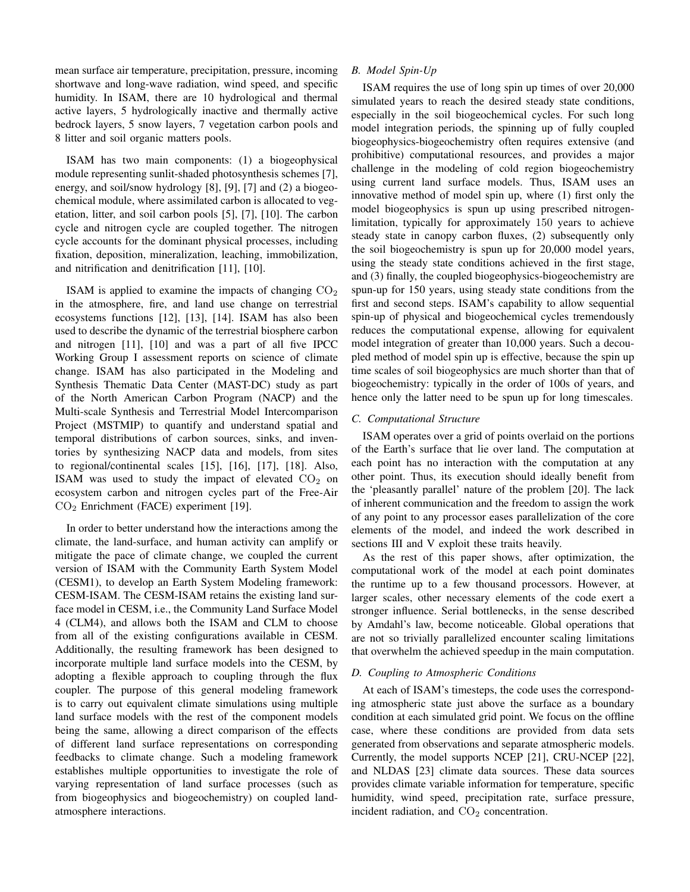mean surface air temperature, precipitation, pressure, incoming shortwave and long-wave radiation, wind speed, and specific humidity. In ISAM, there are 10 hydrological and thermal active layers, 5 hydrologically inactive and thermally active bedrock layers, 5 snow layers, 7 vegetation carbon pools and 8 litter and soil organic matters pools.

ISAM has two main components: (1) a biogeophysical module representing sunlit-shaded photosynthesis schemes [7], energy, and soil/snow hydrology [8], [9], [7] and (2) a biogeochemical module, where assimilated carbon is allocated to vegetation, litter, and soil carbon pools [5], [7], [10]. The carbon cycle and nitrogen cycle are coupled together. The nitrogen cycle accounts for the dominant physical processes, including fixation, deposition, mineralization, leaching, immobilization, and nitrification and denitrification [11], [10].

ISAM is applied to examine the impacts of changing $CO_2$ in the atmosphere, fire, and land use change on terrestrial ecosystems functions [12], [13], [14]. ISAM has also been used to describe the dynamic of the terrestrial biosphere carbon and nitrogen [11], [10] and was a part of all five IPCC Working Group I assessment reports on science of climate change. ISAM has also participated in the Modeling and Synthesis Thematic Data Center (MAST-DC) study as part of the North American Carbon Program (NACP) and the Multi-scale Synthesis and Terrestrial Model Intercomparison Project (MSTMIP) to quantify and understand spatial and temporal distributions of carbon sources, sinks, and inventories by synthesizing NACP data and models, from sites to regional/continental scales [15], [16], [17], [18]. Also, ISAM was used to study the impact of elevated $CO_2$ on ecosystem carbon and nitrogen cycles part of the Free-Air $CO_2$ Enrichment (FACE) experiment [19].

In order to better understand how the interactions among the climate, the land-surface, and human activity can amplify or mitigate the pace of climate change, we coupled the current version of ISAM with the Community Earth System Model (CESM1), to develop an Earth System Modeling framework: CESM-ISAM. The CESM-ISAM retains the existing land surface model in CESM, i.e., the Community Land Surface Model 4 (CLM4), and allows both the ISAM and CLM to choose from all of the existing configurations available in CESM. Additionally, the resulting framework has been designed to incorporate multiple land surface models into the CESM, by adopting a flexible approach to coupling through the flux coupler. The purpose of this general modeling framework is to carry out equivalent climate simulations using multiple land surface models with the rest of the component models being the same, allowing a direct comparison of the effects of different land surface representations on corresponding feedbacks to climate change. Such a modeling framework establishes multiple opportunities to investigate the role of varying representation of land surface processes (such as from biogeophysics and biogeochemistry) on coupled land-atmosphere interactions.

### *B. Model Spin-Up*

ISAM requires the use of long spin up times of over 20,000 simulated years to reach the desired steady state conditions, especially in the soil biogeochemical cycles. For such long model integration periods, the spinning up of fully coupled biogeophysics-biogeochemistry often requires extensive (and prohibitive) computational resources, and provides a major challenge in the modeling of cold region biogeochemistry using current land surface models. Thus, ISAM uses an innovative method of model spin up, where (1) first only the model biogeophysics is spun up using prescribed nitrogen-limitation, typically for approximately $150$ years to achieve steady state in canopy carbon fluxes, (2) subsequently only the soil biogeochemistry is spun up for 20,000 model years, using the steady state conditions achieved in the first stage, and (3) finally, the coupled biogeophysics-biogeochemistry are spun-up for 150 years, using steady state conditions from the first and second steps. ISAM's capability to allow sequential spin-up of physical and biogeochemical cycles tremendously reduces the computational expense, allowing for equivalent model integration of greater than 10,000 years. Such a decoupled method of model spin up is effective, because the spin up time scales of soil biogeophysics are much shorter than that of biogeochemistry: typically in the order of 100s of years, and hence only the latter need to be spun up for long timescales.

### *C. Computational Structure*

ISAM operates over a grid of points overlaid on the portions of the Earth's surface that lie over land. The computation at each point has no interaction with the computation at any other point. Thus, its execution should ideally benefit from the 'pleasantly parallel' nature of the problem [20]. The lack of inherent communication and the freedom to assign the work of any point to any processor eases parallelization of the core elements of the model, and indeed the work described in sections III and V exploit these traits heavily.

As the rest of this paper shows, after optimization, the computational work of the model at each point dominates the runtime up to a few thousand processors. However, at larger scales, other necessary elements of the code exert a stronger influence. Serial bottlenecks, in the sense described by Amdahl's law, become noticeable. Global operations that are not so trivially parallelized encounter scaling limitations that overwhelm the achieved speedup in the main computation.

### *D. Coupling to Atmospheric Conditions*

At each of ISAM's timesteps, the code uses the corresponding atmospheric state just above the surface as a boundary condition at each simulated grid point. We focus on the offline case, where these conditions are provided from data sets generated from observations and separate atmospheric models. Currently, the model supports NCEP [21], CRU-NCEP [22], and NLDAS [23] climate data sources. These data sources provides climate variable information for temperature, specific humidity, wind speed, precipitation rate, surface pressure, incident radiation, and $CO_2$ concentration.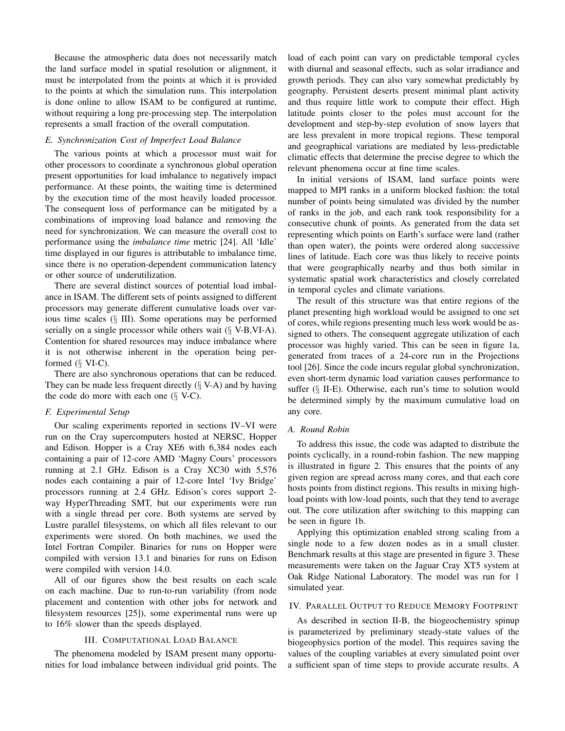Because the atmospheric data does not necessarily match the land surface model in spatial resolution or alignment, it must be interpolated from the points at which it is provided to the points at which the simulation runs. This interpolation is done online to allow ISAM to be configured at runtime, without requiring a long pre-processing step. The interpolation represents a small fraction of the overall computation.

### E. Synchronization Cost of Imperfect Load Balance

The various points at which a processor must wait for other processors to coordinate a synchronous global operation present opportunities for load imbalance to negatively impact performance. At these points, the waiting time is determined by the execution time of the most heavily loaded processor. The consequent loss of performance can be mitigated by a combinations of improving load balance and removing the need for synchronization. We can measure the overall cost to performance using the *imbalance time* metric [24]. All 'Idle' time displayed in our figures is attributable to imbalance time, since there is no operation-dependent communication latency or other source of underutilization.

There are several distinct sources of potential load imbalance in ISAM. The different sets of points assigned to different processors may generate different cumulative loads over various time scales (§ III). Some operations may be performed serially on a single processor while others wait (§ V-B,VI-A). Contention for shared resources may induce imbalance where it is not otherwise inherent in the operation being performed (§ VI-C).

There are also synchronous operations that can be reduced. They can be made less frequent directly (§ V-A) and by having the code do more with each one (§ V-C).

### F. Experimental Setup

Our scaling experiments reported in sections IV–VI were run on the Cray supercomputers hosted at NERSC, Hopper and Edison. Hopper is a Cray XE6 with 6,384 nodes each containing a pair of 12-core AMD 'Magny Cours' processors running at 2.1 GHz. Edison is a Cray XC30 with 5,576 nodes each containing a pair of 12-core Intel 'Ivy Bridge' processors running at 2.4 GHz. Edison's cores support 2-way HyperThreading SMT, but our experiments were run with a single thread per core. Both systems are served by Lustre parallel filesystems, on which all files relevant to our experiments were stored. On both machines, we used the Intel Fortran Compiler. Binaries for runs on Hopper were compiled with version 13.1 and binaries for runs on Edison were compiled with version 14.0.

All of our figures show the best results on each scale on each machine. Due to run-to-run variability (from node placement and contention with other jobs for network and filesystem resources [25]), some experimental runs were up to 16% slower than the speeds displayed.

## III. Computational Load Balance

The phenomena modeled by ISAM present many opportunities for load imbalance between individual grid points. The load of each point can vary on predictable temporal cycles with diurnal and seasonal effects, such as solar irradiance and growth periods. They can also vary somewhat predictably by geography. Persistent deserts present minimal plant activity and thus require little work to compute their effect. High latitude points closer to the poles must account for the development and step-by-step evolution of snow layers that are less prevalent in more tropical regions. These temporal and geographical variations are mediated by less-predictable climatic effects that determine the precise degree to which the relevant phenomena occur at fine time scales.

In initial versions of ISAM, land surface points were mapped to MPI ranks in a uniform blocked fashion: the total number of points being simulated was divided by the number of ranks in the job, and each rank took responsibility for a consecutive chunk of points. As generated from the data set representing which points on Earth's surface were land (rather than open water), the points were ordered along successive lines of latitude. Each core was thus likely to receive points that were geographically nearby and thus both similar in systematic spatial work characteristics and closely correlated in temporal cycles and climate variations.

The result of this structure was that entire regions of the planet presenting high workload would be assigned to one set of cores, while regions presenting much less work would be assigned to others. The consequent aggregate utilization of each processor was highly varied. This can be seen in figure 1a, generated from traces of a 24-core run in the Projections tool [26]. Since the code incurs regular global synchronization, even short-term dynamic load variation causes performance to suffer (§ II-E). Otherwise, each run's time to solution would be determined simply by the maximum cumulative load on any core.

### A. Round Robin

To address this issue, the code was adapted to distribute the points cyclically, in a round-robin fashion. The new mapping is illustrated in figure 2. This ensures that the points of any given region are spread across many cores, and that each core hosts points from distinct regions. This results in mixing high-load points with low-load points, such that they tend to average out. The core utilization after switching to this mapping can be seen in figure 1b.

Applying this optimization enabled strong scaling from a single node to a few dozen nodes as in a small cluster. Benchmark results at this stage are presented in figure 3. These measurements were taken on the Jaguar Cray XT5 system at Oak Ridge National Laboratory. The model was run for 1 simulated year.

## IV. Parallel Output to Reduce Memory Footprint

As described in section II-B, the biogeochemistry spinup is parameterized by preliminary steady-state values of the biogeophysics portion of the model. This requires saving the values of the coupling variables at every simulated point over a sufficient span of time steps to provide accurate results. A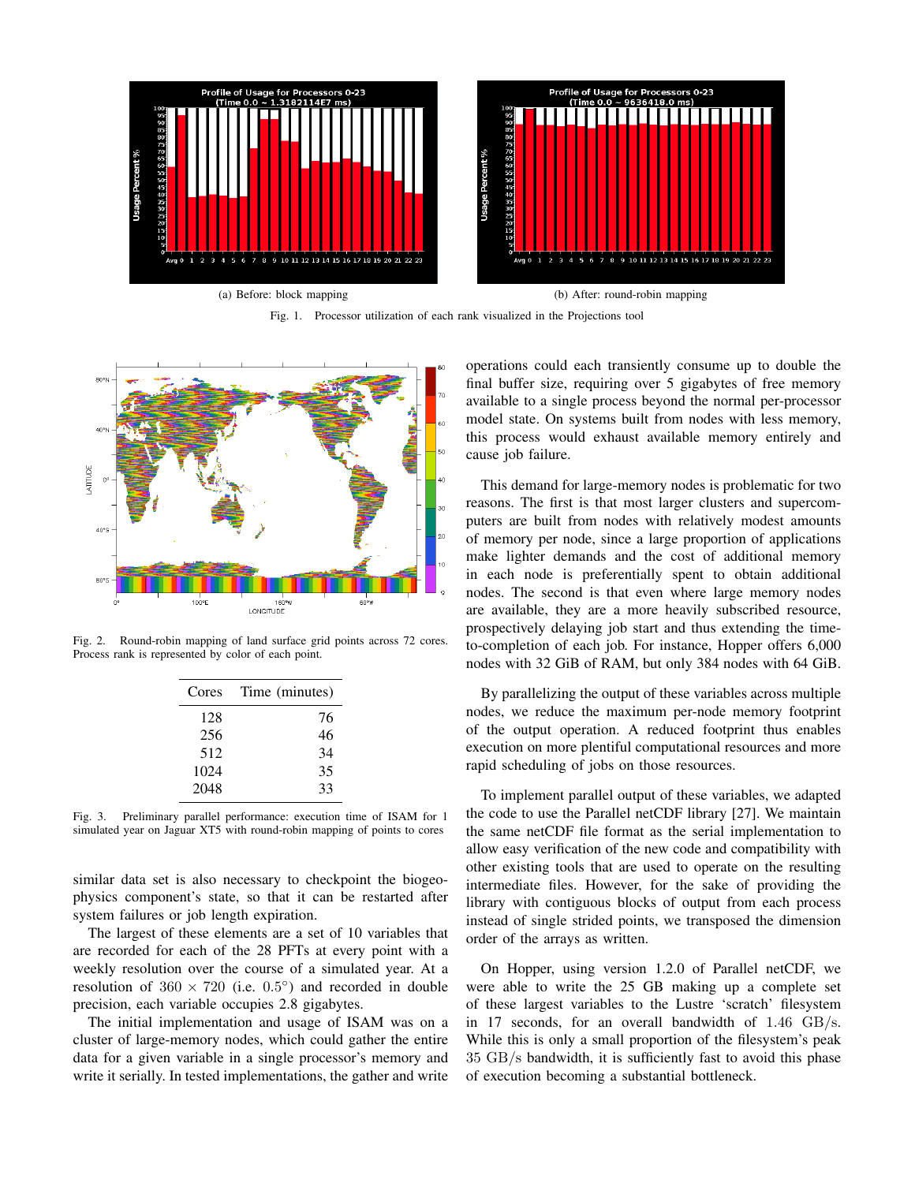(a) Before: block mapping

(b) After: round-robin mapping

Fig. 1. Processor utilization of each rank visualized in the Projections tool

Fig. 2. Round-robin mapping of land surface grid points across 72 cores. Process rank is represented by color of each point.

| Cores | Time (minutes) |
|---|---|
| 128 | 76 |
| 256 | 46 |
| 512 | 34 |
| 1024 | 35 |
| 2048 | 33 |

Fig. 3. Preliminary parallel performance: execution time of ISAM for 1 simulated year on Jaguar XT5 with round-robin mapping of points to cores

similar data set is also necessary to checkpoint the biogeophysics component's state, so that it can be restarted after system failures or job length expiration.

The largest of these elements are a set of 10 variables that are recorded for each of the 28 PFTs at every point with a weekly resolution over the course of a simulated year. At a resolution of $360 \times 720$ (i.e. $0.5°$) and recorded in double precision, each variable occupies 2.8 gigabytes.

The initial implementation and usage of ISAM was on a cluster of large-memory nodes, which could gather the entire data for a given variable in a single processor's memory and write it serially. In tested implementations, the gather and write operations could each transiently consume up to double the final buffer size, requiring over 5 gigabytes of free memory available to a single process beyond the normal per-processor model state. On systems built from nodes with less memory, this process would exhaust available memory entirely and cause job failure.

This demand for large-memory nodes is problematic for two reasons. The first is that most larger clusters and supercomputers are built from nodes with relatively modest amounts of memory per node, since a large proportion of applications make lighter demands and the cost of additional memory in each node is preferentially spent to obtain additional nodes. The second is that even where large memory nodes are available, they are a more heavily subscribed resource, prospectively delaying job start and thus extending the time-to-completion of each job. For instance, Hopper offers 6,000 nodes with 32 GiB of RAM, but only 384 nodes with 64 GiB.

By parallelizing the output of these variables across multiple nodes, we reduce the maximum per-node memory footprint of the output operation. A reduced footprint thus enables execution on more plentiful computational resources and more rapid scheduling of jobs on those resources.

To implement parallel output of these variables, we adapted the code to use the Parallel netCDF library [27]. We maintain the same netCDF file format as the serial implementation to allow easy verification of the new code and compatibility with other existing tools that are used to operate on the resulting intermediate files. However, for the sake of providing the library with contiguous blocks of output from each process instead of single strided points, we transposed the dimension order of the arrays as written.

On Hopper, using version 1.2.0 of Parallel netCDF, we were able to write the 25 GB making up a complete set of these largest variables to the Lustre 'scratch' filesystem in 17 seconds, for an overall bandwidth of $1.46$ GB/s. While this is only a small proportion of the filesystem's peak $35$ GB/s bandwidth, it is sufficiently fast to avoid this phase of execution becoming a substantial bottleneck.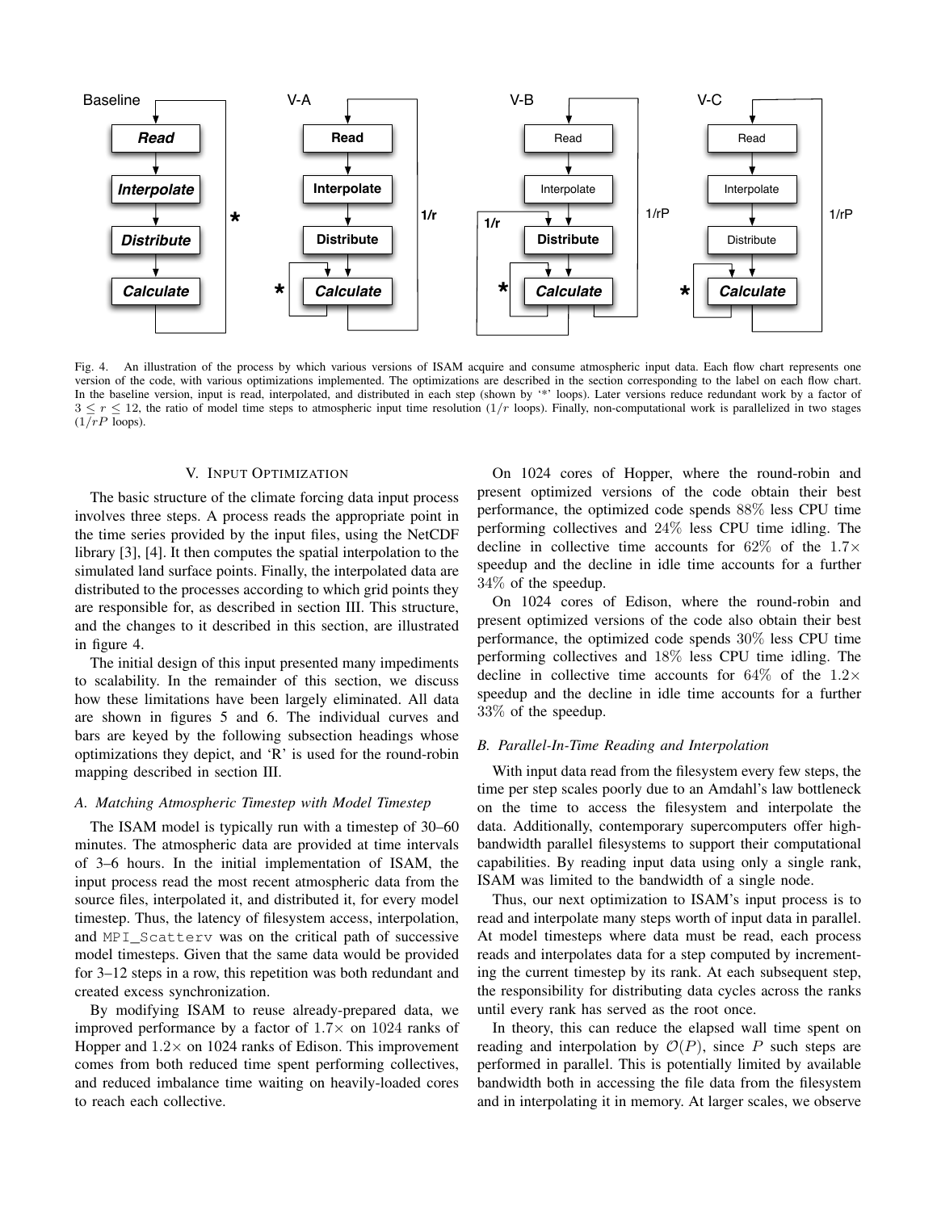Fig. 4. An illustration of the process by which various versions of ISAM acquire and consume atmospheric input data. Each flow chart represents one version of the code, with various optimizations implemented. The optimizations are described in the section corresponding to the label on each flow chart. In the baseline version, input is read, interpolated, and distributed in each step (shown by '*' loops). Later versions reduce redundant work by a factor of $3 \leq r \leq 12$, the ratio of model time steps to atmospheric input time resolution ($1/r$ loops). Finally, non-computational work is parallelized in two stages ($1/rP$ loops).

## V. Input Optimization

The basic structure of the climate forcing data input process involves three steps. A process reads the appropriate point in the time series provided by the input files, using the NetCDF library [3], [4]. It then computes the spatial interpolation to the simulated land surface points. Finally, the interpolated data are distributed to the processes according to which grid points they are responsible for, as described in section III. This structure, and the changes to it described in this section, are illustrated in figure 4.

The initial design of this input presented many impediments to scalability. In the remainder of this section, we discuss how these limitations have been largely eliminated. All data are shown in figures 5 and 6. The individual curves and bars are keyed by the following subsection headings whose optimizations they depict, and 'R' is used for the round-robin mapping described in section III.

### A. Matching Atmospheric Timestep with Model Timestep

The ISAM model is typically run with a timestep of 30–60 minutes. The atmospheric data are provided at time intervals of 3–6 hours. In the initial implementation of ISAM, the input process read the most recent atmospheric data from the source files, interpolated it, and distributed it, for every model timestep. Thus, the latency of filesystem access, interpolation, and `MPI_Scatterv` was on the critical path of successive model timesteps. Given that the same data would be provided for 3–12 steps in a row, this repetition was both redundant and created excess synchronization.

By modifying ISAM to reuse already-prepared data, we improved performance by a factor of $1.7\times$ on 1024 ranks of Hopper and $1.2\times$ on 1024 ranks of Edison. This improvement comes from both reduced time spent performing collectives, and reduced imbalance time waiting on heavily-loaded cores to reach each collective.

On 1024 cores of Hopper, where the round-robin and present optimized versions of the code obtain their best performance, the optimized code spends 88% less CPU time performing collectives and 24% less CPU time idling. The decline in collective time accounts for 62% of the $1.7\times$ speedup and the decline in idle time accounts for a further 34% of the speedup.

On 1024 cores of Edison, where the round-robin and present optimized versions of the code also obtain their best performance, the optimized code spends 30% less CPU time performing collectives and 18% less CPU time idling. The decline in collective time accounts for 64% of the $1.2\times$ speedup and the decline in idle time accounts for a further 33% of the speedup.

### B. Parallel-In-Time Reading and Interpolation

With input data read from the filesystem every few steps, the time per step scales poorly due to an Amdahl's law bottleneck on the time to access the filesystem and interpolate the data. Additionally, contemporary supercomputers offer high-bandwidth parallel filesystems to support their computational capabilities. By reading input data using only a single rank, ISAM was limited to the bandwidth of a single node.

Thus, our next optimization to ISAM's input process is to read and interpolate many steps worth of input data in parallel. At model timesteps where data must be read, each process reads and interpolates data for a step computed by incrementing the current timestep by its rank. At each subsequent step, the responsibility for distributing data cycles across the ranks until every rank has served as the root once.

In theory, this can reduce the elapsed wall time spent on reading and interpolation by $\mathcal{O}(P)$, since $P$ such steps are performed in parallel. This is potentially limited by available bandwidth both in accessing the file data from the filesystem and in interpolating it in memory. At larger scales, we observe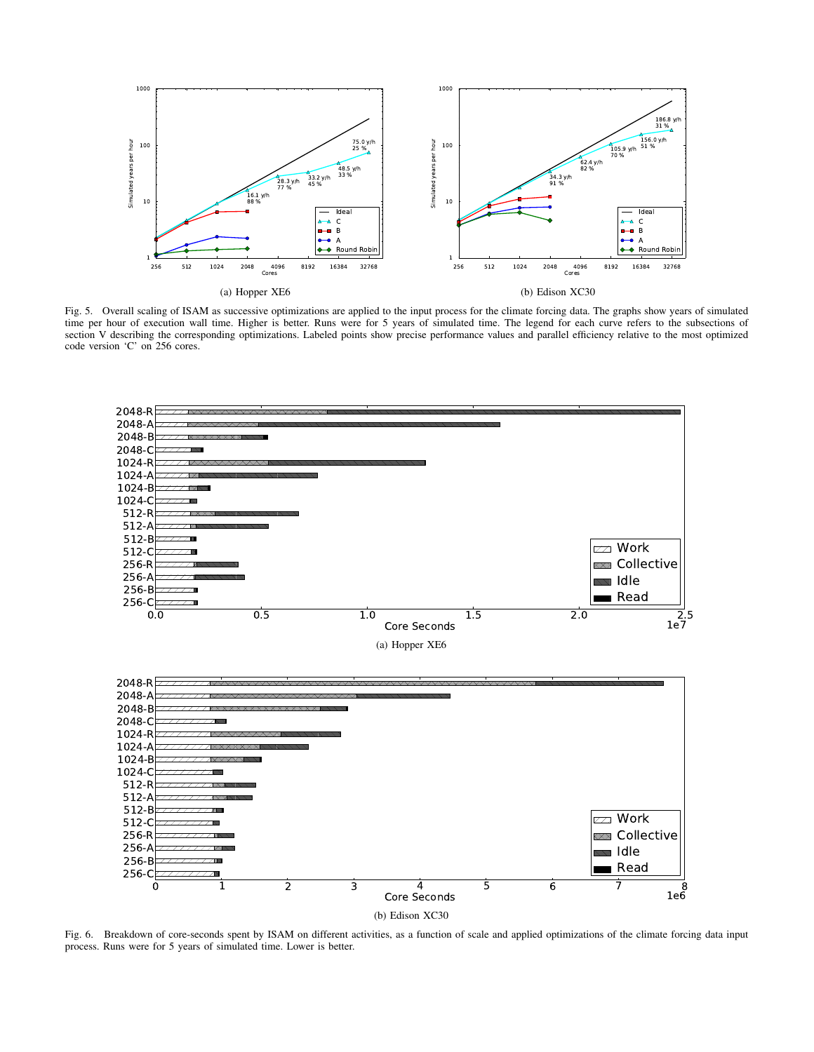(a) Hopper XE6

(b) Edison XC30

Fig. 5. Overall scaling of ISAM as successive optimizations are applied to the input process for the climate forcing data. The graphs show years of simulated time per hour of execution wall time. Higher is better. Runs were for 5 years of simulated time. The legend for each curve refers to the subsections of section V describing the corresponding optimizations. Labeled points show precise performance values and parallel efficiency relative to the most optimized code version 'C' on 256 cores.

(a) Hopper XE6

(b) Edison XC30

Fig. 6. Breakdown of core-seconds spent by ISAM on different activities, as a function of scale and applied optimizations of the climate forcing data input process. Runs were for 5 years of simulated time. Lower is better.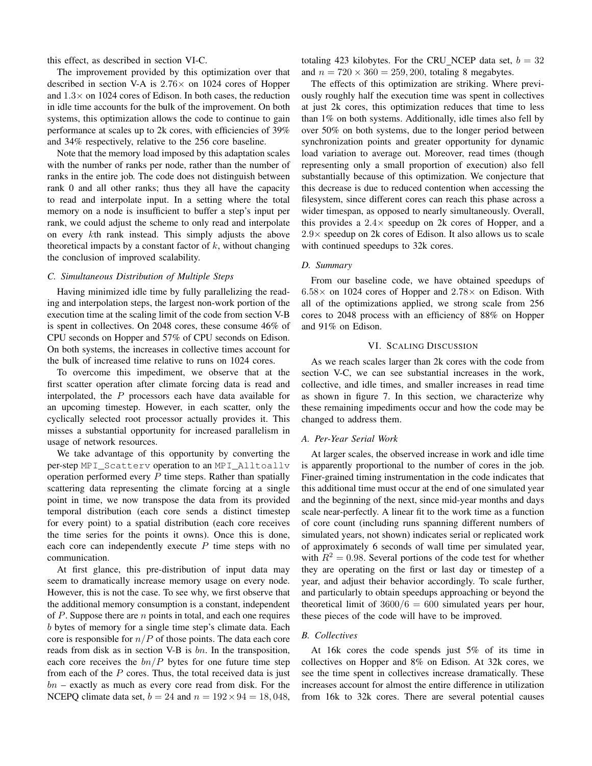this effect, as described in section VI-C.

The improvement provided by this optimization over that described in section V-A is $2.76\times$ on 1024 cores of Hopper and $1.3\times$ on 1024 cores of Edison. In both cases, the reduction in idle time accounts for the bulk of the improvement. On both systems, this optimization allows the code to continue to gain performance at scales up to 2k cores, with efficiencies of 39% and 34% respectively, relative to the 256 core baseline.

Note that the memory load imposed by this adaptation scales with the number of ranks per node, rather than the number of ranks in the entire job. The code does not distinguish between rank 0 and all other ranks; thus they all have the capacity to read and interpolate input. In a setting where the total memory on a node is insufficient to buffer a step's input per rank, we could adjust the scheme to only read and interpolate on every $k$th rank instead. This simply adjusts the above theoretical impacts by a constant factor of $k$, without changing the conclusion of improved scalability.

### C. Simultaneous Distribution of Multiple Steps

Having minimized idle time by fully parallelizing the reading and interpolation steps, the largest non-work portion of the execution time at the scaling limit of the code from section V-B is spent in collectives. On 2048 cores, these consume 46% of CPU seconds on Hopper and 57% of CPU seconds on Edison. On both systems, the increases in collective times account for the bulk of increased time relative to runs on 1024 cores.

To overcome this impediment, we observe that at the first scatter operation after climate forcing data is read and interpolated, the $P$ processors each have data available for an upcoming timestep. However, in each scatter, only the cyclically selected root processor actually provides it. This misses a substantial opportunity for increased parallelism in usage of network resources.

We take advantage of this opportunity by converting the per-step `MPI_Scatterv` operation to an `MPI_Alltoallv` operation performed every $P$ time steps. Rather than spatially scattering data representing the climate forcing at a single point in time, we now transpose the data from its provided temporal distribution (each core sends a distinct timestep for every point) to a spatial distribution (each core receives the time series for the points it owns). Once this is done, each core can independently execute $P$ time steps with no communication.

At first glance, this pre-distribution of input data may seem to dramatically increase memory usage on every node. However, this is not the case. To see why, we first observe that the additional memory consumption is a constant, independent of $P$. Suppose there are $n$ points in total, and each one requires $b$ bytes of memory for a single time step's climate data. Each core is responsible for $n/P$ of those points. The data each core reads from disk as in section V-B is $bn$. In the transposition, each core receives the $bn/P$ bytes for one future time step from each of the $P$ cores. Thus, the total received data is just $bn$ – exactly as much as every core read from disk. For the NCEPQ climate data set, $b = 24$ and $n = 192 \times 94 = 18,048$, totaling 423 kilobytes. For the CRU_NCEP data set, $b = 32$ and $n = 720 \times 360 = 259,200$, totaling 8 megabytes.

The effects of this optimization are striking. Where previously roughly half the execution time was spent in collectives at just 2k cores, this optimization reduces that time to less than 1% on both systems. Additionally, idle times also fell by over 50% on both systems, due to the longer period between synchronization points and greater opportunity for dynamic load variation to average out. Moreover, read times (though representing only a small proportion of execution) also fell substantially because of this optimization. We conjecture that this decrease is due to reduced contention when accessing the filesystem, since different cores can reach this phase across a wider timespan, as opposed to nearly simultaneously. Overall, this provides a $2.4\times$ speedup on 2k cores of Hopper, and a $2.9\times$ speedup on 2k cores of Edison. It also allows us to scale with continued speedups to 32k cores.

### D. Summary

From our baseline code, we have obtained speedups of $6.58\times$ on 1024 cores of Hopper and $2.78\times$ on Edison. With all of the optimizations applied, we strong scale from 256 cores to 2048 process with an efficiency of 88% on Hopper and 91% on Edison.

## VI. Scaling Discussion

As we reach scales larger than 2k cores with the code from section V-C, we can see substantial increases in the work, collective, and idle times, and smaller increases in read time as shown in figure 7. In this section, we characterize why these remaining impediments occur and how the code may be changed to address them.

### A. Per-Year Serial Work

At larger scales, the observed increase in work and idle time is apparently proportional to the number of cores in the job. Finer-grained timing instrumentation in the code indicates that this additional time must occur at the end of one simulated year and the beginning of the next, since mid-year months and days scale near-perfectly. A linear fit to the work time as a function of core count (including runs spanning different numbers of simulated years, not shown) indicates serial or replicated work of approximately 6 seconds of wall time per simulated year, with $R^2 = 0.98$. Several portions of the code test for whether they are operating on the first or last day or timestep of a year, and adjust their behavior accordingly. To scale further, and particularly to obtain speedups approaching or beyond the theoretical limit of $3600/6 = 600$ simulated years per hour, these pieces of the code will have to be improved.

### B. Collectives

At 16k cores the code spends just 5% of its time in collectives on Hopper and 8% on Edison. At 32k cores, we see the time spent in collectives increase dramatically. These increases account for almost the entire difference in utilization from 16k to 32k cores. There are several potential causes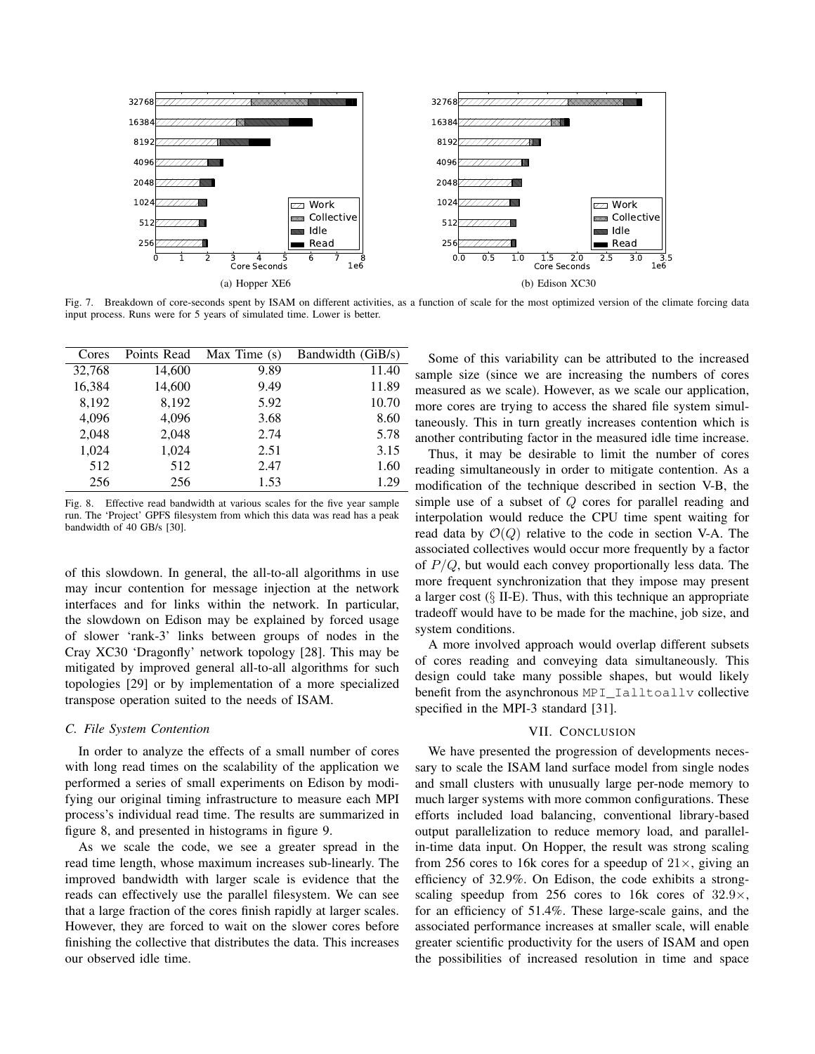Fig. 7. Breakdown of core-seconds spent by ISAM on different activities, as a function of scale for the most optimized version of the climate forcing data input process. Runs were for 5 years of simulated time. Lower is better.

(a) Hopper XE6

(b) Edison XC30

| Cores | Points Read | Max Time (s) | Bandwidth (GiB/s) |
|---|---|---|---|
| 32,768 | 14,600 | 9.89 | 11.40 |
| 16,384 | 14,600 | 9.49 | 11.89 |
| 8,192 | 8,192 | 5.92 | 10.70 |
| 4,096 | 4,096 | 3.68 | 8.60 |
| 2,048 | 2,048 | 2.74 | 5.78 |
| 1,024 | 1,024 | 2.51 | 3.15 |
| 512 | 512 | 2.47 | 1.60 |
| 256 | 256 | 1.53 | 1.29 |

Fig. 8. Effective read bandwidth at various scales for the five year sample run. The 'Project' GPFS filesystem from which this data was read has a peak bandwidth of 40 GB/s [30].

of this slowdown. In general, the all-to-all algorithms in use may incur contention for message injection at the network interfaces and for links within the network. In particular, the slowdown on Edison may be explained by forced usage of slower 'rank-3' links between groups of nodes in the Cray XC30 'Dragonfly' network topology [28]. This may be mitigated by improved general all-to-all algorithms for such topologies [29] or by implementation of a more specialized transpose operation suited to the needs of ISAM.

### C. File System Contention

In order to analyze the effects of a small number of cores with long read times on the scalability of the application we performed a series of small experiments on Edison by modifying our original timing infrastructure to measure each MPI process's individual read time. The results are summarized in figure 8, and presented in histograms in figure 9.

As we scale the code, we see a greater spread in the read time length, whose maximum increases sub-linearly. The improved bandwidth with larger scale is evidence that the reads can effectively use the parallel filesystem. We can see that a large fraction of the cores finish rapidly at larger scales. However, they are forced to wait on the slower cores before finishing the collective that distributes the data. This increases our observed idle time.

Some of this variability can be attributed to the increased sample size (since we are increasing the numbers of cores measured as we scale). However, as we scale our application, more cores are trying to access the shared file system simultaneously. This in turn greatly increases contention which is another contributing factor in the measured idle time increase.

Thus, it may be desirable to limit the number of cores reading simultaneously in order to mitigate contention. As a modification of the technique described in section V-B, the simple use of a subset of $Q$ cores for parallel reading and interpolation would reduce the CPU time spent waiting for read data by $\mathcal{O}(Q)$ relative to the code in section V-A. The associated collectives would occur more frequently by a factor of $P/Q$, but would each convey proportionally less data. The more frequent synchronization that they impose may present a larger cost (§ II-E). Thus, with this technique an appropriate tradeoff would have to be made for the machine, job size, and system conditions.

A more involved approach would overlap different subsets of cores reading and conveying data simultaneously. This design could take many possible shapes, but would likely benefit from the asynchronous `MPI_Ialltoallv` collective specified in the MPI-3 standard [31].

## VII. Conclusion

We have presented the progression of developments necessary to scale the ISAM land surface model from single nodes and small clusters with unusually large per-node memory to much larger systems with more common configurations. These efforts included load balancing, conventional library-based output parallelization to reduce memory load, and parallel-in-time data input. On Hopper, the result was strong scaling from 256 cores to 16k cores for a speedup of $21\times$, giving an efficiency of 32.9%. On Edison, the code exhibits a strong-scaling speedup from 256 cores to 16k cores of $32.9\times$, for an efficiency of 51.4%. These large-scale gains, and the associated performance increases at smaller scale, will enable greater scientific productivity for the users of ISAM and open the possibilities of increased resolution in time and space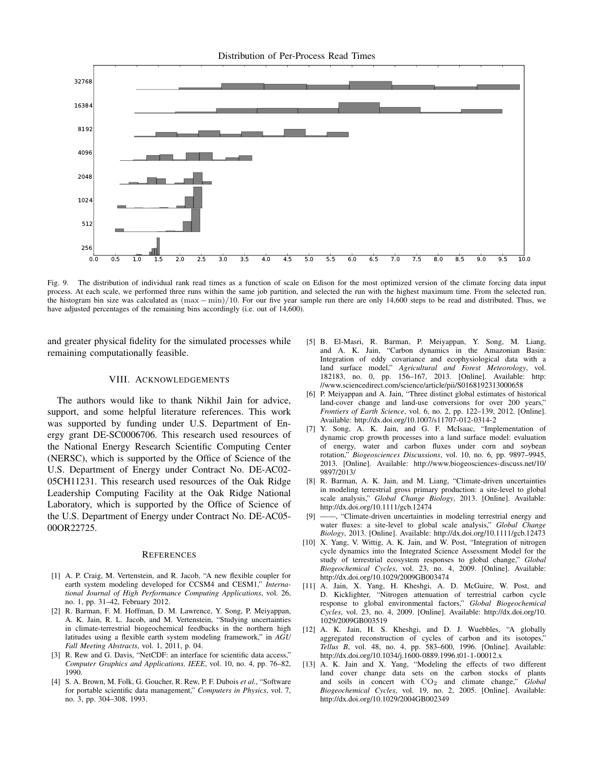Fig. 9. The distribution of individual rank read times as a function of scale on Edison for the most optimized version of the climate forcing data input process. At each scale, we performed three runs within the same job partition, and selected the run with the highest maximum time. From the selected run, the histogram bin size was calculated as $(\max - \min)/10$. For our five year sample run there are only 14,600 steps to be read and distributed. Thus, we have adjusted percentages of the remaining bins accordingly (i.e. out of 14,600).

and greater physical fidelity for the simulated processes while remaining computationally feasible.

## VIII. Acknowledgements

The authors would like to thank Nikhil Jain for advice, support, and some helpful literature references. This work was supported by funding under U.S. Department of Energy grant DE-SC0006706. This research used resources of the National Energy Research Scientific Computing Center (NERSC), which is supported by the Office of Science of the U.S. Department of Energy under Contract No. DE-AC02-05CH11231. This research used resources of the Oak Ridge Leadership Computing Facility at the Oak Ridge National Laboratory, which is supported by the Office of Science of the U.S. Department of Energy under Contract No. DE-AC05-00OR22725.

## References

[1] A. P. Craig, M. Vertenstein, and R. Jacob, "A new flexible coupler for earth system modeling developed for CCSM4 and CESM1," *International Journal of High Performance Computing Applications*, vol. 26, no. 1, pp. 31–42, February 2012.

[2] R. Barman, F. M. Hoffman, D. M. Lawrence, Y. Song, P. Meiyappan, A. K. Jain, R. L. Jacob, and M. Vertenstein, "Studying uncertainties in climate-terrestrial biogeochemical feedbacks in the northern high latitudes using a flexible earth system modeling framework," in *AGU Fall Meeting Abstracts*, vol. 1, 2011, p. 04.

[3] R. Rew and G. Davis, "NetCDF: an interface for scientific data access," *Computer Graphics and Applications, IEEE*, vol. 10, no. 4, pp. 76–82, 1990.

[4] S. A. Brown, M. Folk, G. Goucher, R. Rew, P. F. Dubois *et al.*, "Software for portable scientific data management," *Computers in Physics*, vol. 7, no. 3, pp. 304–308, 1993.

[5] B. El-Masri, R. Barman, P. Meiyappan, Y. Song, M. Liang, and A. K. Jain, "Carbon dynamics in the Amazonian Basin: Integration of eddy covariance and ecophysiological data with a land surface model," *Agricultural and Forest Meteorology*, vol. 182183, no. 0, pp. 156–167, 2013. [Online]. Available: http://www.sciencedirect.com/science/article/pii/S0168192313000658

[6] P. Meiyappan and A. Jain, "Three distinct global estimates of historical land-cover change and land-use conversions for over 200 years," *Frontiers of Earth Science*, vol. 6, no. 2, pp. 122–139, 2012. [Online]. Available: http://dx.doi.org/10.1007/s11707-012-0314-2

[7] Y. Song, A. K. Jain, and G. F. McIsaac, "Implementation of dynamic crop growth processes into a land surface model: evaluation of energy, water and carbon fluxes under corn and soybean rotation," *Biogeosciences Discussions*, vol. 10, no. 6, pp. 9897–9945, 2013. [Online]. Available: http://www.biogeosciences-discuss.net/10/9897/2013/

[8] R. Barman, A. K. Jain, and M. Liang, "Climate-driven uncertainties in modeling terrestrial gross primary production: a site-level to global scale analysis," *Global Change Biology*, 2013. [Online]. Available: http://dx.doi.org/10.1111/gcb.12474

[9] ——, "Climate-driven uncertainties in modeling terrestrial energy and water fluxes: a site-level to global scale analysis," *Global Change Biology*, 2013. [Online]. Available: http://dx.doi.org/10.1111/gcb.12473

[10] X. Yang, V. Wittig, A. K. Jain, and W. Post, "Integration of nitrogen cycle dynamics into the Integrated Science Assessment Model for the study of terrestrial ecosystem responses to global change," *Global Biogeochemical Cycles*, vol. 23, no. 4, 2009. [Online]. Available: http://dx.doi.org/10.1029/2009GB003474

[11] A. Jain, X. Yang, H. Kheshgi, A. D. McGuire, W. Post, and D. Kicklighter, "Nitrogen attenuation of terrestrial carbon cycle response to global environmental factors," *Global Biogeochemical Cycles*, vol. 23, no. 4, 2009. [Online]. Available: http://dx.doi.org/10.1029/2009GB003519

[12] A. K. Jain, H. S. Kheshgi, and D. J. Wuebbles, "A globally aggregated reconstruction of cycles of carbon and its isotopes," *Tellus B*, vol. 48, no. 4, pp. 583–600, 1996. [Online]. Available: http://dx.doi.org/10.1034/j.1600-0889.1996.t01-1-00012.x

[13] A. K. Jain and X. Yang, "Modeling the effects of two different land cover change data sets on the carbon stocks of plants and soils in concert with $CO_2$ and climate change," *Global Biogeochemical Cycles*, vol. 19, no. 2, 2005. [Online]. Available: http://dx.doi.org/10.1029/2004GB002349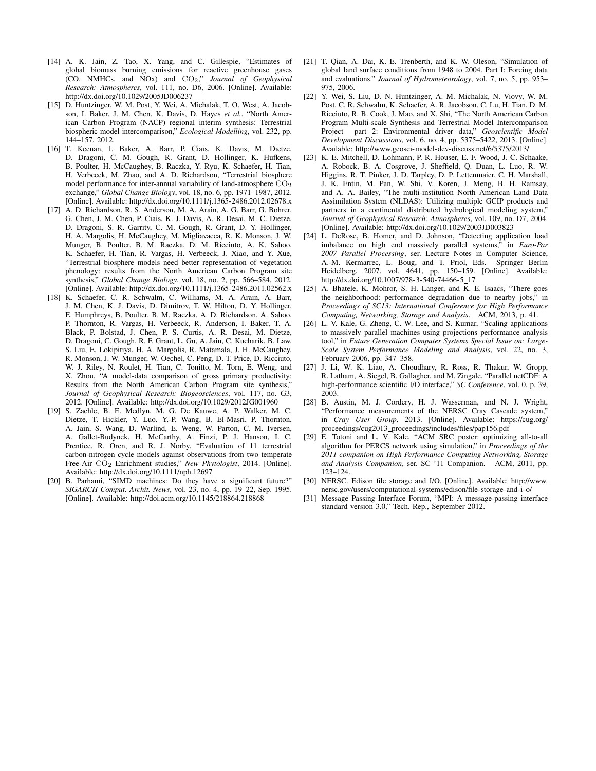[14] A. K. Jain, Z. Tao, X. Yang, and C. Gillespie, "Estimates of global biomass burning emissions for reactive greenhouse gases (CO, NMHCs, and NOx) and $CO_2$," *Journal of Geophysical Research: Atmospheres*, vol. 111, no. D6, 2006. [Online]. Available: http://dx.doi.org/10.1029/2005JD006237

[15] D. Huntzinger, W. M. Post, Y. Wei, A. Michalak, T. O. West, A. Jacobson, I. Baker, J. M. Chen, K. Davis, D. Hayes *et al.*, "North American Carbon Program (NACP) regional interim synthesis: Terrestrial biospheric model intercomparison," *Ecological Modelling*, vol. 232, pp. 144–157, 2012.

[16] T. Keenan, I. Baker, A. Barr, P. Ciais, K. Davis, M. Dietze, D. Dragoni, C. M. Gough, R. Grant, D. Hollinger, K. Hufkens, B. Poulter, H. McCaughey, B. Raczka, Y. Ryu, K. Schaefer, H. Tian, H. Verbeeck, M. Zhao, and A. D. Richardson, "Terrestrial biosphere model performance for inter-annual variability of land-atmosphere $CO_2$ exchange," *Global Change Biology*, vol. 18, no. 6, pp. 1971–1987, 2012. [Online]. Available: http://dx.doi.org/10.1111/j.1365-2486.2012.02678.x

[17] A. D. Richardson, R. S. Anderson, M. A. Arain, A. G. Barr, G. Bohrer, G. Chen, J. M. Chen, P. Ciais, K. J. Davis, A. R. Desai, M. C. Dietze, D. Dragoni, S. R. Garrity, C. M. Gough, R. Grant, D. Y. Hollinger, H. A. Margolis, H. McCaughey, M. Migliavacca, R. K. Monson, J. W. Munger, B. Poulter, B. M. Raczka, D. M. Ricciuto, A. K. Sahoo, K. Schaefer, H. Tian, R. Vargas, H. Verbeeck, J. Xiao, and Y. Xue, "Terrestrial biosphere models need better representation of vegetation phenology: results from the North American Carbon Program site synthesis," *Global Change Biology*, vol. 18, no. 2, pp. 566–584, 2012. [Online]. Available: http://dx.doi.org/10.1111/j.1365-2486.2011.02562.x

[18] K. Schaefer, C. R. Schwalm, C. Williams, M. A. Arain, A. Barr, J. M. Chen, K. J. Davis, D. Dimitrov, T. W. Hilton, D. Y. Hollinger, E. Humphreys, B. Poulter, B. M. Raczka, A. D. Richardson, A. Sahoo, P. Thornton, R. Vargas, H. Verbeeck, R. Anderson, I. Baker, T. A. Black, P. Bolstad, J. Chen, P. S. Curtis, A. R. Desai, M. Dietze, D. Dragoni, C. Gough, R. F. Grant, L. Gu, A. Jain, C. Kucharik, B. Law, S. Liu, E. Lokipitiya, H. A. Margolis, R. Matamala, J. H. McCaughey, R. Monson, J. W. Munger, W. Oechel, C. Peng, D. T. Price, D. Ricciuto, W. J. Riley, N. Roulet, H. Tian, C. Tonitto, M. Torn, E. Weng, and X. Zhou, "A model-data comparison of gross primary productivity: Results from the North American Carbon Program site synthesis," *Journal of Geophysical Research: Biogeosciences*, vol. 117, no. G3, 2012. [Online]. Available: http://dx.doi.org/10.1029/2012JG001960

[19] S. Zaehle, B. E. Medlyn, M. G. De Kauwe, A. P. Walker, M. C. Dietze, T. Hickler, Y. Luo, Y.-P. Wang, B. El-Masri, P. Thornton, A. Jain, S. Wang, D. Warlind, E. Weng, W. Parton, C. M. Iversen, A. Gallet-Budynek, H. McCarthy, A. Finzi, P. J. Hanson, I. C. Prentice, R. Oren, and R. J. Norby, "Evaluation of 11 terrestrial carbon-nitrogen cycle models against observations from two temperate Free-Air $CO_2$ Enrichment studies," *New Phytologist*, 2014. [Online]. Available: http://dx.doi.org/10.1111/nph.12697

[20] B. Parhami, "SIMD machines: Do they have a significant future?" *SIGARCH Comput. Archit. News*, vol. 23, no. 4, pp. 19–22, Sep. 1995. [Online]. Available: http://doi.acm.org/10.1145/218864.218868

[21] T. Qian, A. Dai, K. E. Trenberth, and K. W. Oleson, "Simulation of global land surface conditions from 1948 to 2004. Part I: Forcing data and evaluations." *Journal of Hydrometeorology*, vol. 7, no. 5, pp. 953–975, 2006.

[22] Y. Wei, S. Liu, D. N. Huntzinger, A. M. Michalak, N. Viovy, W. M. Post, C. R. Schwalm, K. Schaefer, A. R. Jacobson, C. Lu, H. Tian, D. M. Ricciuto, R. B. Cook, J. Mao, and X. Shi, "The North American Carbon Program Multi-scale Synthesis and Terrestrial Model Intercomparison Project – part 2: Environmental driver data," *Geoscientific Model Development Discussions*, vol. 6, no. 4, pp. 5375–5422, 2013. [Online]. Available: http://www.geosci-model-dev-discuss.net/6/5375/2013/

[23] K. E. Mitchell, D. Lohmann, P. R. Houser, E. F. Wood, J. C. Schaake, A. Robock, B. A. Cosgrove, J. Sheffield, Q. Duan, L. Luo, R. W. Higgins, R. T. Pinker, J. D. Tarpley, D. P. Lettenmaier, C. H. Marshall, J. K. Entin, M. Pan, W. Shi, V. Koren, J. Meng, B. H. Ramsay, and A. A. Bailey, "The multi-institution North American Land Data Assimilation System (NLDAS): Utilizing multiple GCIP products and partners in a continental distributed hydrological modeling system," *Journal of Geophysical Research: Atmospheres*, vol. 109, no. D7, 2004. [Online]. Available: http://dx.doi.org/10.1029/2003JD003823

[24] L. DeRose, B. Homer, and D. Johnson, "Detecting application load imbalance on high end massively parallel systems," in *Euro-Par 2007 Parallel Processing*, ser. Lecture Notes in Computer Science, A.-M. Kermarrec, L. Boug, and T. Priol, Eds. Springer Berlin Heidelberg, 2007, vol. 4641, pp. 150–159. [Online]. Available: http://dx.doi.org/10.1007/978-3-540-74466-5_17

[25] A. Bhatele, K. Mohror, S. H. Langer, and K. E. Isaacs, "There goes the neighborhood: performance degradation due to nearby jobs," in *Proceedings of SC13: International Conference for High Performance Computing, Networking, Storage and Analysis*. ACM, 2013, p. 41.

[26] L. V. Kale, G. Zheng, C. W. Lee, and S. Kumar, "Scaling applications to massively parallel machines using projections performance analysis tool," in *Future Generation Computer Systems Special Issue on: Large-Scale System Performance Modeling and Analysis*, vol. 22, no. 3, February 2006, pp. 347–358.

[27] J. Li, W. K. Liao, A. Choudhary, R. Ross, R. Thakur, W. Gropp, R. Latham, A. Siegel, B. Gallagher, and M. Zingale, "Parallel netCDF: A high-performance scientific I/O interface," *SC Conference*, vol. 0, p. 39, 2003.

[28] B. Austin, M. J. Cordery, H. J. Wasserman, and N. J. Wright, "Performance measurements of the NERSC Cray Cascade system," in *Cray User Group*, 2013. [Online]. Available: https://cug.org/proceedings/cug2013_proceedings/includes/files/pap156.pdf

[29] E. Totoni and L. V. Kale, "ACM SRC poster: optimizing all-to-all algorithm for PERCS network using simulation," in *Proceedings of the 2011 companion on High Performance Computing Networking, Storage and Analysis Companion*, ser. SC '11 Companion. ACM, 2011, pp. 123–124.

[30] NERSC. Edison file storage and I/O. [Online]. Available: http://www.nersc.gov/users/computational-systems/edison/file-storage-and-i-o/

[31] Message Passing Interface Forum, "MPI: A message-passing interface standard version 3.0," Tech. Rep., September 2012.